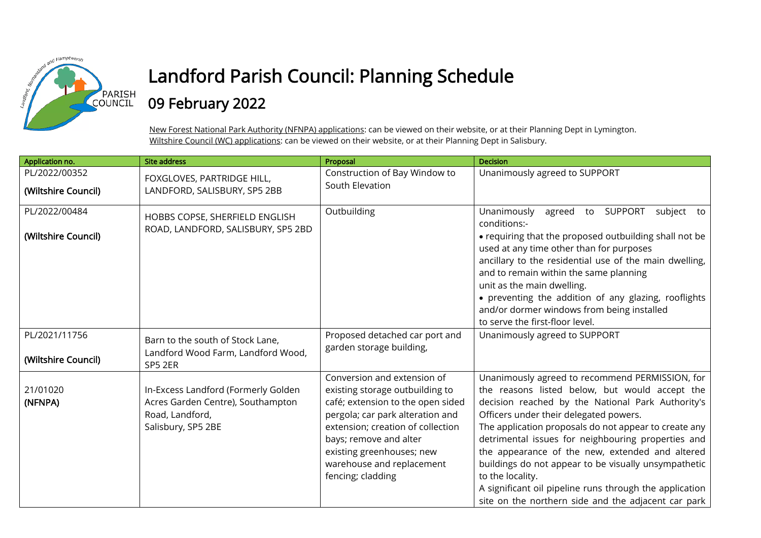# Landford Parish Council: Planning Schedule

## 09 February 2022

New Forest National Park Authority (NFNPA) applications: can be viewed on their website, or at their Planning Dept in Lymington.
Wiltshire Council (WC) applications: can be viewed on their website, or at their Planning Dept in Salisbury.

| Application no. | Site address | Proposal | Decision |
|---|---|---|---|
| PL/2022/00352<br>**(Wiltshire Council)** | FOXGLOVES, PARTRIDGE HILL, LANDFORD, SALISBURY, SP5 2BB | Construction of Bay Window to South Elevation | Unanimously agreed to SUPPORT |
| PL/2022/00484<br>**(Wiltshire Council)** | HOBBS COPSE, SHERFIELD ENGLISH ROAD, LANDFORD, SALISBURY, SP5 2BD | Outbuilding | Unanimously agreed to SUPPORT subject to conditions:-<br>• requiring that the proposed outbuilding shall not be used at any time other than for purposes ancillary to the residential use of the main dwelling, and to remain within the same planning unit as the main dwelling.<br>• preventing the addition of any glazing, rooflights and/or dormer windows from being installed to serve the first-floor level. |
| PL/2021/11756<br>**(Wiltshire Council)** | Barn to the south of Stock Lane, Landford Wood Farm, Landford Wood, SP5 2ER | Proposed detached car port and garden storage building, | Unanimously agreed to SUPPORT |
| 21/01020<br>**(NFNPA)** | In-Excess Landford (Formerly Golden Acres Garden Centre), Southampton Road, Landford, Salisbury, SP5 2BE | Conversion and extension of existing storage outbuilding to café; extension to the open sided pergola; car park alteration and extension; creation of collection bays; remove and alter existing greenhouses; new warehouse and replacement fencing; cladding | Unanimously agreed to recommend PERMISSION, for the reasons listed below, but would accept the decision reached by the National Park Authority's Officers under their delegated powers.<br>The application proposals do not appear to create any detrimental issues for neighbouring properties and the appearance of the new, extended and altered buildings do not appear to be visually unsympathetic to the locality.<br>A significant oil pipeline runs through the application site on the northern side and the adjacent car park |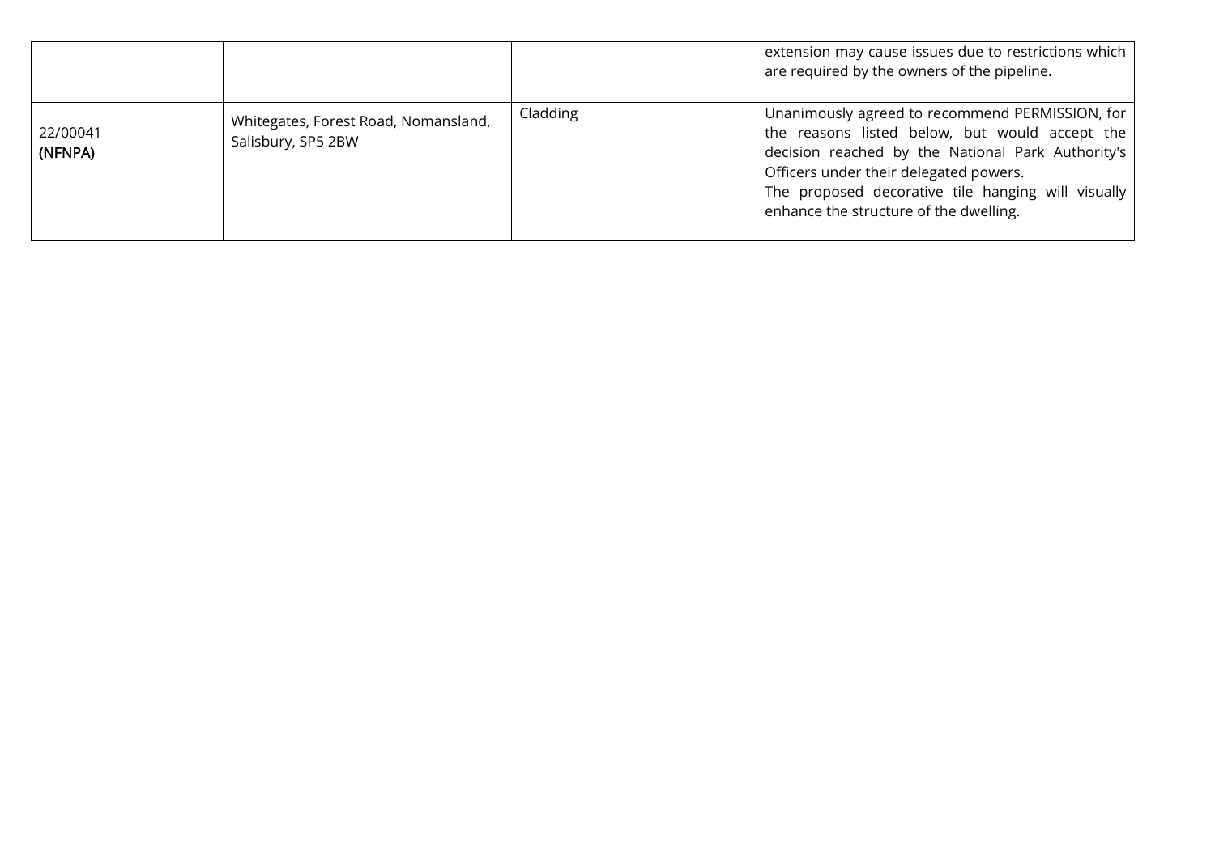| | | | |
|---|---|---|---|
| | | | extension may cause issues due to restrictions which are required by the owners of the pipeline. |
| 22/00041 (NFNPA) | Whitegates, Forest Road, Nomansland, Salisbury, SP5 2BW | Cladding | Unanimously agreed to recommend PERMISSION, for the reasons listed below, but would accept the decision reached by the National Park Authority's Officers under their delegated powers.<br>The proposed decorative tile hanging will visually enhance the structure of the dwelling. |